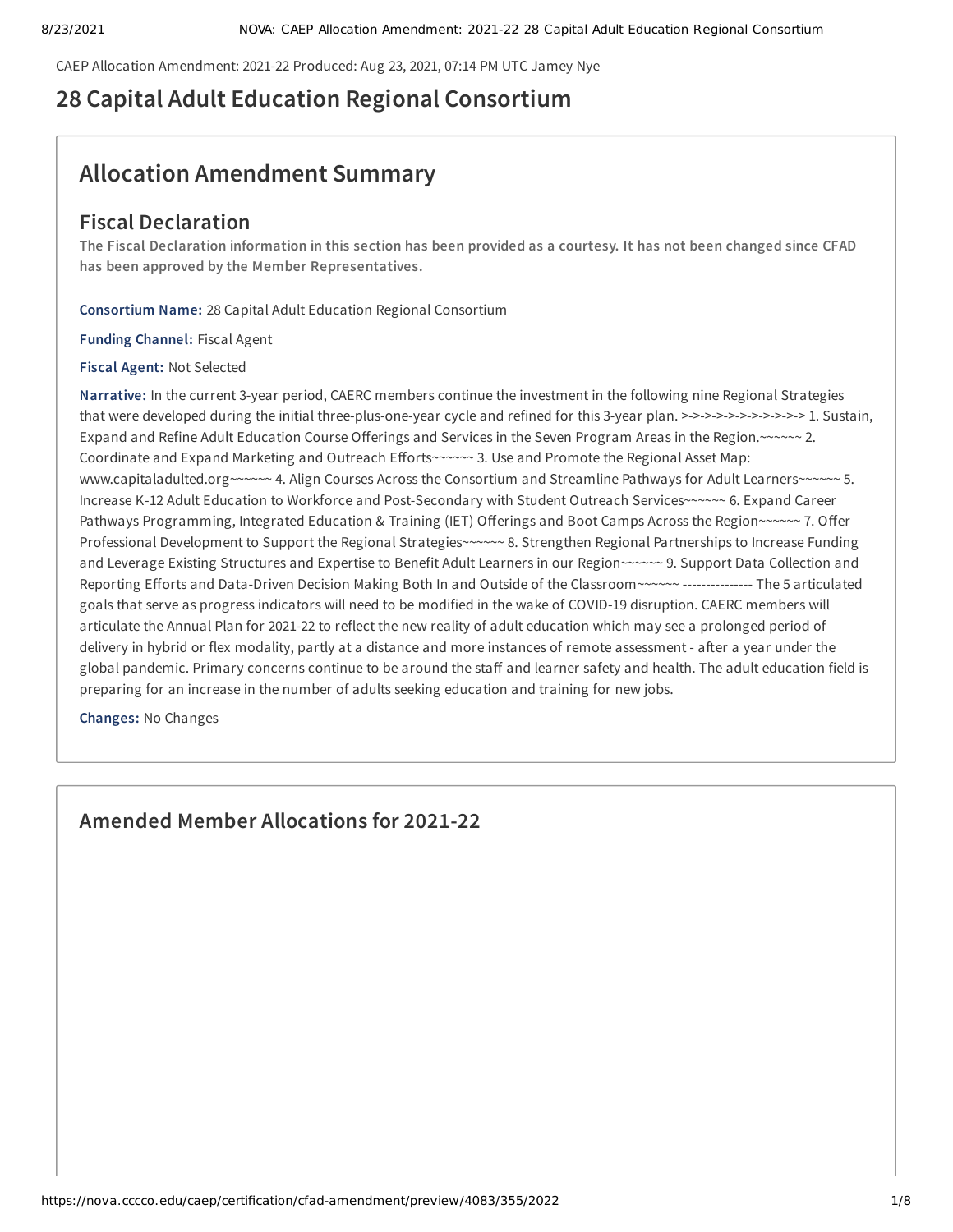CAEP Allocation Amendment: 2021-22 Produced: Aug 23, 2021, 07:14 PM UTC Jamey Nye

# 28 Capital Adult Education Regional Consortium

## Allocation Amendment Summary

### Fiscal Declaration

**The Fiscal Declaration information in this section has been provided as a courtesy. It has not been changed since CFAD has been approved by the Member Representatives.**

**Consortium Name:** 28 Capital Adult Education Regional Consortium

**Funding Channel:** Fiscal Agent

**Fiscal Agent:** Not Selected

**Narrative:** In the current 3-year period, CAERC members continue the investment in the following nine Regional Strategies that were developed during the initial three-plus-one-year cycle and refined for this 3-year plan. >->->->->->->->->->-> 1. Sustain, Expand and Refine Adult Education Course Offerings and Services in the Seven Program Areas in the Region.~~~~~~ 2. Coordinate and Expand Marketing and Outreach Efforts~~~~~~ 3. Use and Promote the Regional Asset Map: www.capitaladulted.org~~~~~~ 4. Align Courses Across the Consortium and Streamline Pathways for Adult Learners~~~~~~ 5. Increase K-12 Adult Education to Workforce and Post-Secondary with Student Outreach Services~~~~~~ 6. Expand Career Pathways Programming, Integrated Education & Training (IET) Offerings and Boot Camps Across the Region~~~~~~ 7. Offer Professional Development to Support the Regional Strategies~~~~~~ 8. Strengthen Regional Partnerships to Increase Funding and Leverage Existing Structures and Expertise to Benefit Adult Learners in our Region~~~~~~ 9. Support Data Collection and Reporting Efforts and Data-Driven Decision Making Both In and Outside of the Classroom~~~~~~ --------------- The 5 articulated goals that serve as progress indicators will need to be modified in the wake of COVID-19 disruption. CAERC members will articulate the Annual Plan for 2021-22 to reflect the new reality of adult education which may see a prolonged period of delivery in hybrid or flex modality, partly at a distance and more instances of remote assessment - after a year under the global pandemic. Primary concerns continue to be around the staff and learner safety and health. The adult education field is preparing for an increase in the number of adults seeking education and training for new jobs.

**Changes:** No Changes

## Amended Member Allocations for 2021-22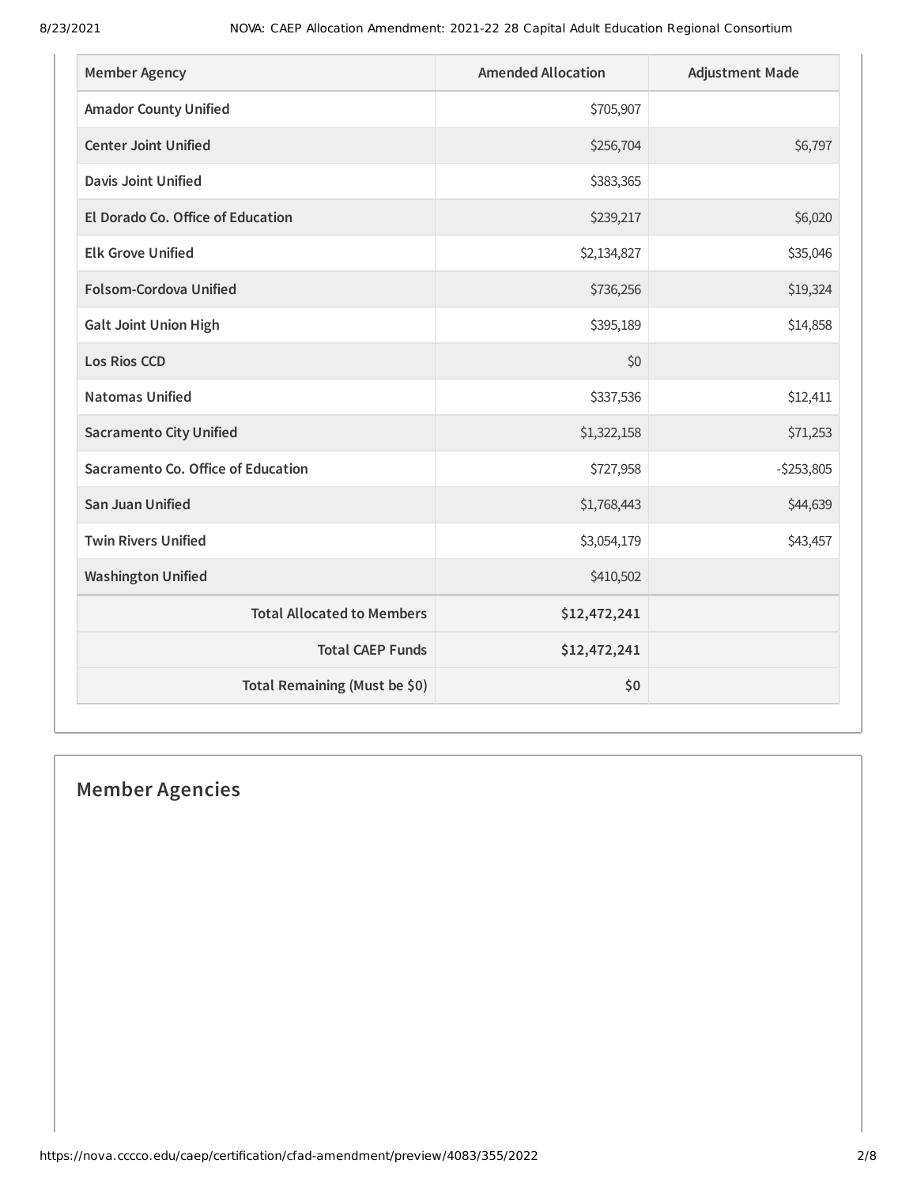| Member Agency | Amended Allocation | Adjustment Made |
| --- | --- | --- |
| Amador County Unified | $705,907 | |
| Center Joint Unified | $256,704 | $6,797 |
| Davis Joint Unified | $383,365 | |
| El Dorado Co. Office of Education | $239,217 | $6,020 |
| Elk Grove Unified | $2,134,827 | $35,046 |
| Folsom-Cordova Unified | $736,256 | $19,324 |
| Galt Joint Union High | $395,189 | $14,858 |
| Los Rios CCD | $0 | |
| Natomas Unified | $337,536 | $12,411 |
| Sacramento City Unified | $1,322,158 | $71,253 |
| Sacramento Co. Office of Education | $727,958 | -$253,805 |
| San Juan Unified | $1,768,443 | $44,639 |
| Twin Rivers Unified | $3,054,179 | $43,457 |
| Washington Unified | $410,502 | |
| **Total Allocated to Members** | **$12,472,241** | |
| **Total CAEP Funds** | **$12,472,241** | |
| **Total Remaining (Must be $0)** | **$0** | |

## Member Agencies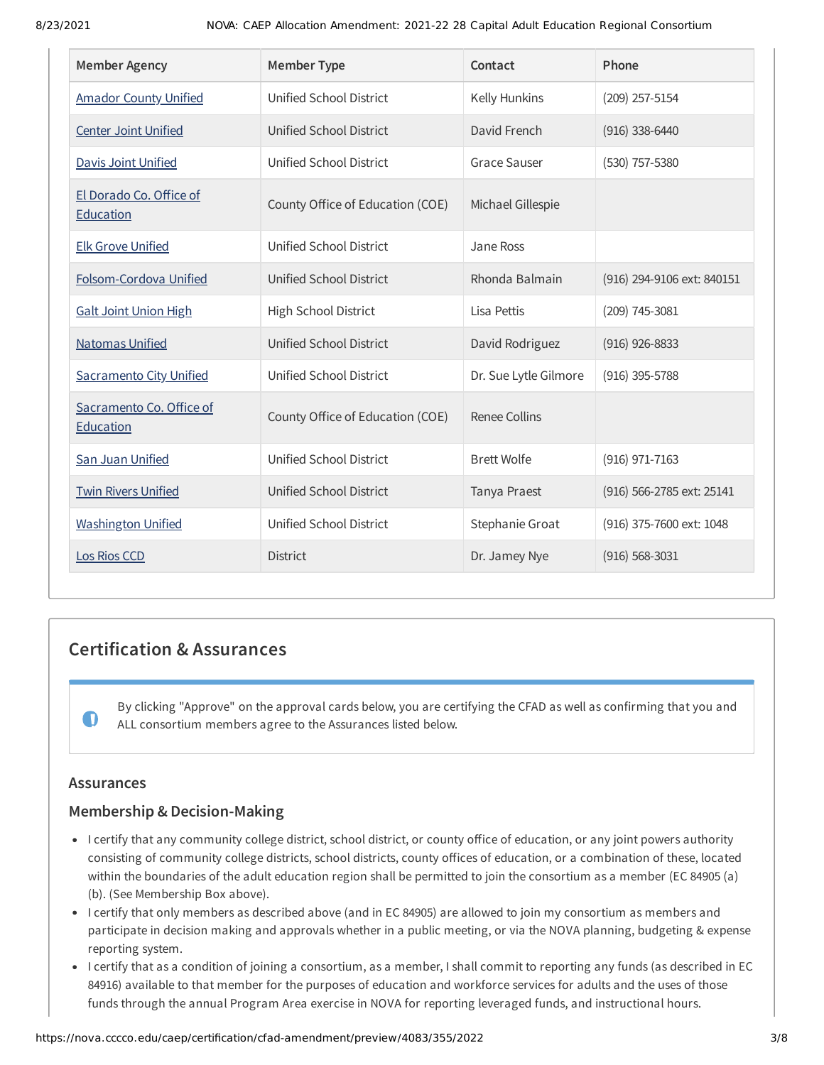| Member Agency | Member Type | Contact | Phone |
| --- | --- | --- | --- |
| Amador County Unified | Unified School District | Kelly Hunkins | (209) 257-5154 |
| Center Joint Unified | Unified School District | David French | (916) 338-6440 |
| Davis Joint Unified | Unified School District | Grace Sauser | (530) 757-5380 |
| El Dorado Co. Office of Education | County Office of Education (COE) | Michael Gillespie | |
| Elk Grove Unified | Unified School District | Jane Ross | |
| Folsom-Cordova Unified | Unified School District | Rhonda Balmain | (916) 294-9106 ext: 840151 |
| Galt Joint Union High | High School District | Lisa Pettis | (209) 745-3081 |
| Natomas Unified | Unified School District | David Rodriguez | (916) 926-8833 |
| Sacramento City Unified | Unified School District | Dr. Sue Lytle Gilmore | (916) 395-5788 |
| Sacramento Co. Office of Education | County Office of Education (COE) | Renee Collins | |
| San Juan Unified | Unified School District | Brett Wolfe | (916) 971-7163 |
| Twin Rivers Unified | Unified School District | Tanya Praest | (916) 566-2785 ext: 25141 |
| Washington Unified | Unified School District | Stephanie Groat | (916) 375-7600 ext: 1048 |
| Los Rios CCD | District | Dr. Jamey Nye | (916) 568-3031 |

## Certification & Assurances

By clicking "Approve" on the approval cards below, you are certifying the CFAD as well as confirming that you and ALL consortium members agree to the Assurances listed below.

### Assurances

### Membership & Decision-Making

- I certify that any community college district, school district, or county office of education, or any joint powers authority consisting of community college districts, school districts, county offices of education, or a combination of these, located within the boundaries of the adult education region shall be permitted to join the consortium as a member (EC 84905 (a)(b). (See Membership Box above).
- I certify that only members as described above (and in EC 84905) are allowed to join my consortium as members and participate in decision making and approvals whether in a public meeting, or via the NOVA planning, budgeting & expense reporting system.
- I certify that as a condition of joining a consortium, as a member, I shall commit to reporting any funds (as described in EC 84916) available to that member for the purposes of education and workforce services for adults and the uses of those funds through the annual Program Area exercise in NOVA for reporting leveraged funds, and instructional hours.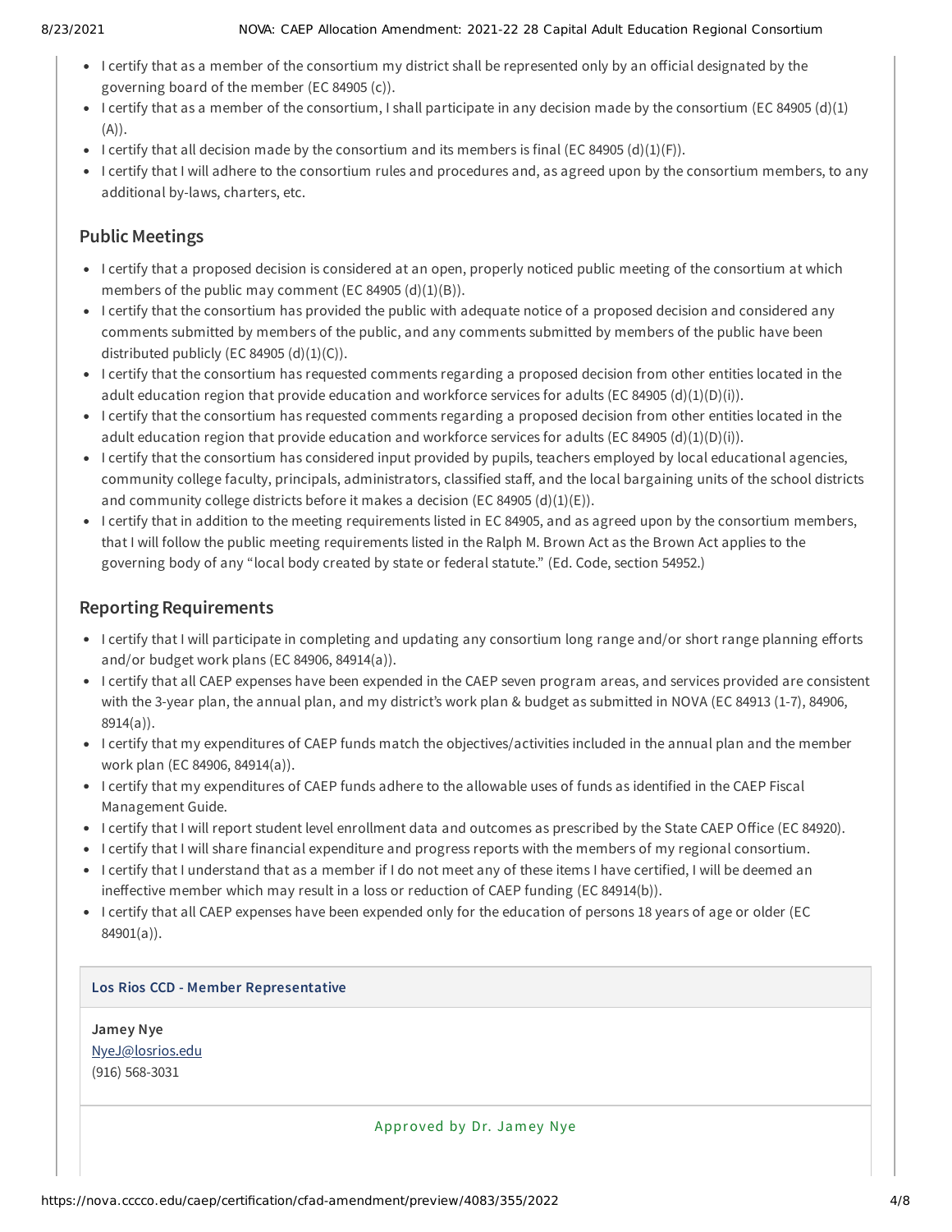- I certify that as a member of the consortium my district shall be represented only by an official designated by the governing board of the member (EC 84905 (c)).
- I certify that as a member of the consortium, I shall participate in any decision made by the consortium (EC 84905 (d)(1)(A)).
- I certify that all decision made by the consortium and its members is final (EC 84905 (d)(1)(F)).
- I certify that I will adhere to the consortium rules and procedures and, as agreed upon by the consortium members, to any additional by-laws, charters, etc.

## Public Meetings

- I certify that a proposed decision is considered at an open, properly noticed public meeting of the consortium at which members of the public may comment (EC 84905 (d)(1)(B)).
- I certify that the consortium has provided the public with adequate notice of a proposed decision and considered any comments submitted by members of the public, and any comments submitted by members of the public have been distributed publicly (EC 84905 (d)(1)(C)).
- I certify that the consortium has requested comments regarding a proposed decision from other entities located in the adult education region that provide education and workforce services for adults (EC 84905 (d)(1)(D)(i)).
- I certify that the consortium has requested comments regarding a proposed decision from other entities located in the adult education region that provide education and workforce services for adults (EC 84905 (d)(1)(D)(i)).
- I certify that the consortium has considered input provided by pupils, teachers employed by local educational agencies, community college faculty, principals, administrators, classified staff, and the local bargaining units of the school districts and community college districts before it makes a decision (EC 84905 (d)(1)(E)).
- I certify that in addition to the meeting requirements listed in EC 84905, and as agreed upon by the consortium members, that I will follow the public meeting requirements listed in the Ralph M. Brown Act as the Brown Act applies to the governing body of any "local body created by state or federal statute." (Ed. Code, section 54952.)

## Reporting Requirements

- I certify that I will participate in completing and updating any consortium long range and/or short range planning efforts and/or budget work plans (EC 84906, 84914(a)).
- I certify that all CAEP expenses have been expended in the CAEP seven program areas, and services provided are consistent with the 3-year plan, the annual plan, and my district's work plan & budget as submitted in NOVA (EC 84913 (1-7), 84906, 8914(a)).
- I certify that my expenditures of CAEP funds match the objectives/activities included in the annual plan and the member work plan (EC 84906, 84914(a)).
- I certify that my expenditures of CAEP funds adhere to the allowable uses of funds as identified in the CAEP Fiscal Management Guide.
- I certify that I will report student level enrollment data and outcomes as prescribed by the State CAEP Office (EC 84920).
- I certify that I will share financial expenditure and progress reports with the members of my regional consortium.
- I certify that I understand that as a member if I do not meet any of these items I have certified, I will be deemed an ineffective member which may result in a loss or reduction of CAEP funding (EC 84914(b)).
- I certify that all CAEP expenses have been expended only for the education of persons 18 years of age or older (EC 84901(a)).

**Los Rios CCD - Member Representative**

**Jamey Nye**
NyeJ@losrios.edu
(916) 568-3031

Approved by Dr. Jamey Nye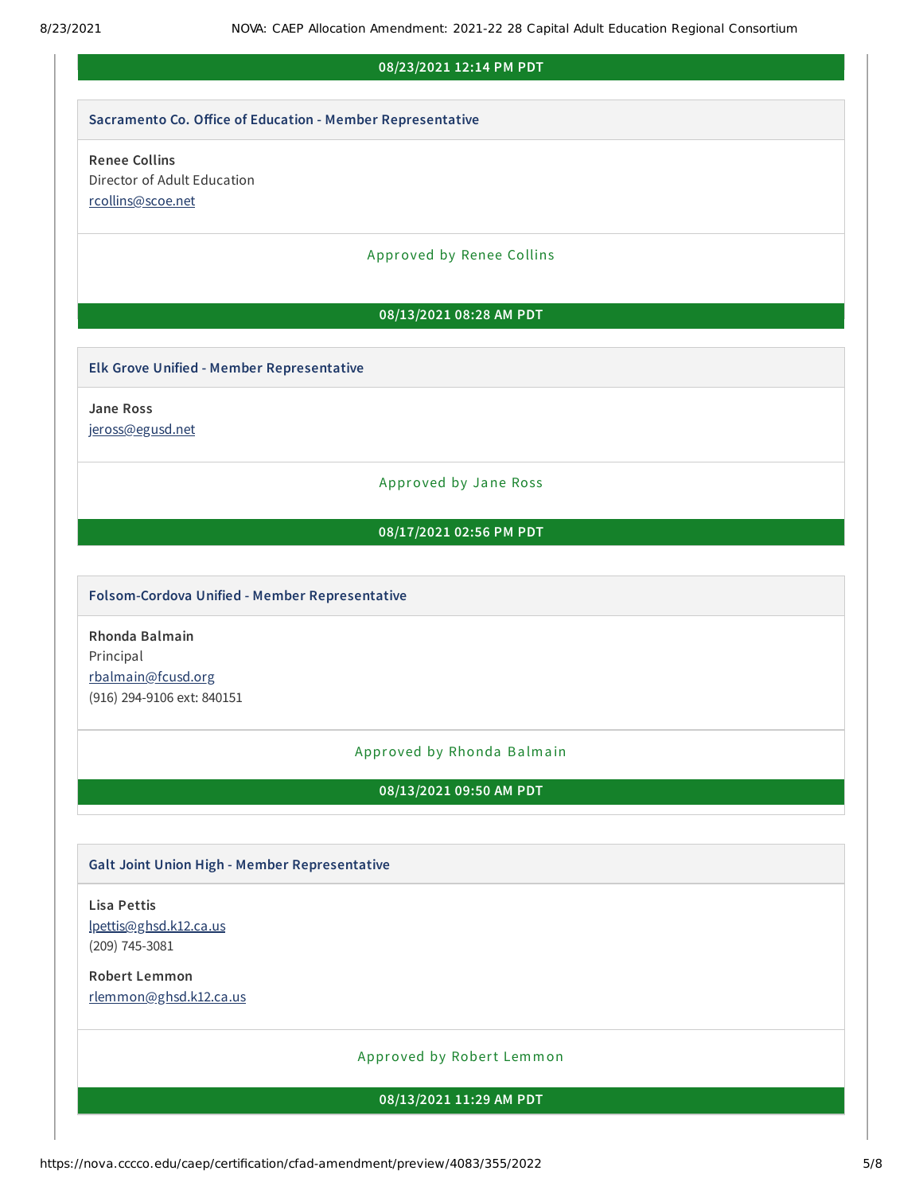**08/23/2021 12:14 PM PDT**

### Sacramento Co. Office of Education - Member Representative

**Renee Collins**
Director of Adult Education
rcollins@scoe.net

Approved by Renee Collins

**08/13/2021 08:28 AM PDT**

### Elk Grove Unified - Member Representative

**Jane Ross**
jeross@egusd.net

Approved by Jane Ross

**08/17/2021 02:56 PM PDT**

### Folsom-Cordova Unified - Member Representative

**Rhonda Balmain**
Principal
rbalmain@fcusd.org
(916) 294-9106 ext: 840151

Approved by Rhonda Balmain

**08/13/2021 09:50 AM PDT**

### Galt Joint Union High - Member Representative

**Lisa Pettis**
lpettis@ghsd.k12.ca.us
(209) 745-3081

**Robert Lemmon**
rlemmon@ghsd.k12.ca.us

Approved by Robert Lemmon

**08/13/2021 11:29 AM PDT**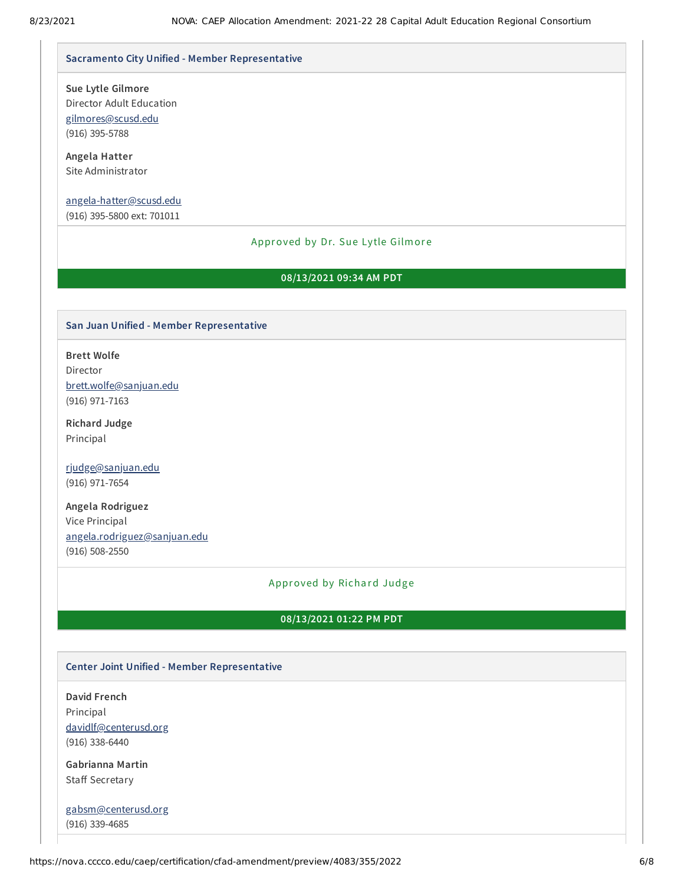### Sacramento City Unified - Member Representative

**Sue Lytle Gilmore**
Director Adult Education
gilmores@scusd.edu
(916) 395-5788

**Angela Hatter**
Site Administrator

angela-hatter@scusd.edu
(916) 395-5800 ext: 701011

Approved by Dr. Sue Lytle Gilmore

**08/13/2021 09:34 AM PDT**

### San Juan Unified - Member Representative

**Brett Wolfe**
Director
brett.wolfe@sanjuan.edu
(916) 971-7163

**Richard Judge**
Principal

rjudge@sanjuan.edu
(916) 971-7654

**Angela Rodriguez**
Vice Principal
angela.rodriguez@sanjuan.edu
(916) 508-2550

Approved by Richard Judge

**08/13/2021 01:22 PM PDT**

### Center Joint Unified - Member Representative

**David French**
Principal
davidlf@centerusd.org
(916) 338-6440

**Gabrianna Martin**
Staff Secretary

gabsm@centerusd.org
(916) 339-4685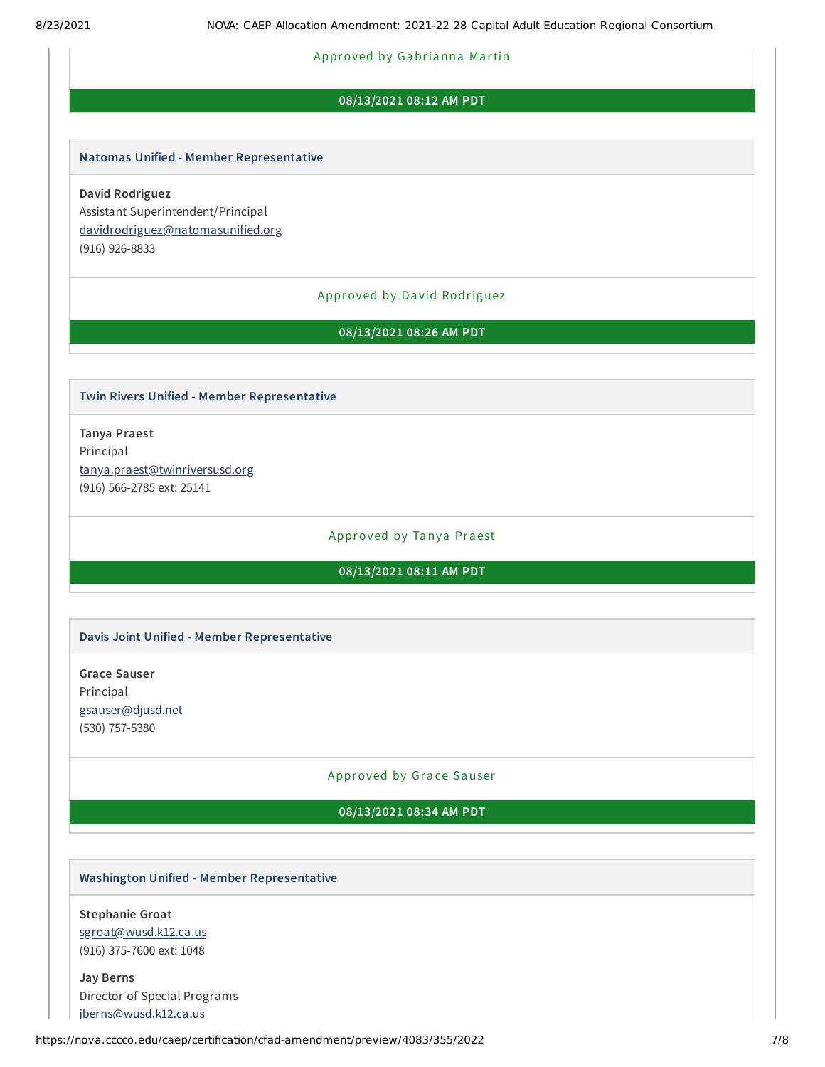Approved by Gabrianna Martin

**08/13/2021 08:12 AM PDT**

### Natomas Unified - Member Representative

**David Rodriguez**
Assistant Superintendent/Principal
davidrodriguez@natomasunified.org
(916) 926-8833

Approved by David Rodriguez

**08/13/2021 08:26 AM PDT**

### Twin Rivers Unified - Member Representative

**Tanya Praest**
Principal
tanya.praest@twinriversusd.org
(916) 566-2785 ext: 25141

Approved by Tanya Praest

**08/13/2021 08:11 AM PDT**

### Davis Joint Unified - Member Representative

**Grace Sauser**
Principal
gsauser@djusd.net
(530) 757-5380

Approved by Grace Sauser

**08/13/2021 08:34 AM PDT**

### Washington Unified - Member Representative

**Stephanie Groat**
sgroat@wusd.k12.ca.us
(916) 375-7600 ext: 1048

**Jay Berns**
Director of Special Programs
jberns@wusd.k12.ca.us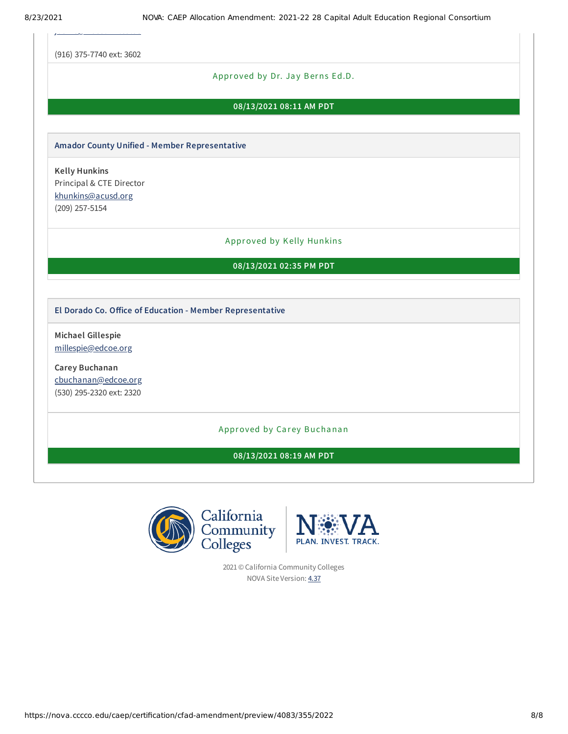(916) 375-7740 ext: 3602

Approved by Dr. Jay Berns Ed.D.

**08/13/2021 08:11 AM PDT**

### Amador County Unified - Member Representative

**Kelly Hunkins**
Principal & CTE Director
khunkins@acusd.org
(209) 257-5154

Approved by Kelly Hunkins

**08/13/2021 02:35 PM PDT**

### El Dorado Co. Office of Education - Member Representative

**Michael Gillespie**
millespie@edcoe.org

**Carey Buchanan**
cbuchanan@edcoe.org
(530) 295-2320 ext: 2320

Approved by Carey Buchanan

**08/13/2021 08:19 AM PDT**

California Community Colleges | NOVA PLAN. INVEST. TRACK.

2021 © California Community Colleges
NOVA Site Version: 4.37